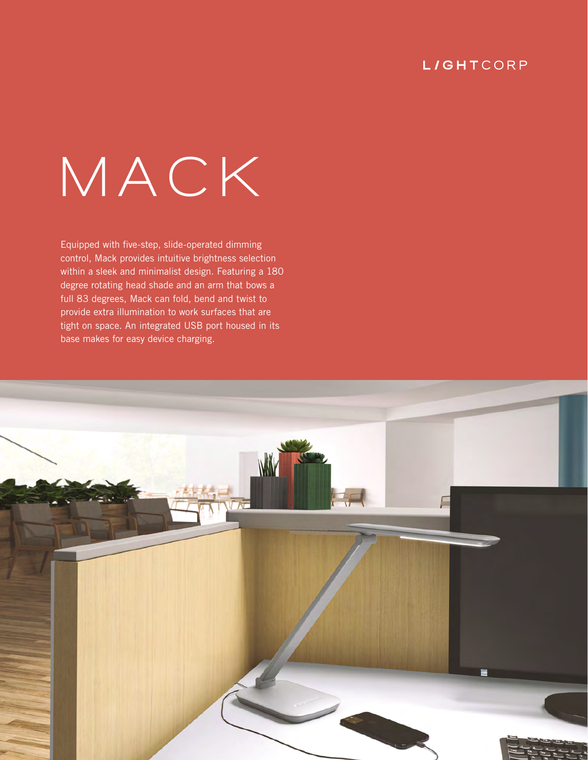LIGHTCORP

# MACK

Equipped with five-step, slide-operated dimming control, Mack provides intuitive brightness selection within a sleek and minimalist design. Featuring a 180 degree rotating head shade and an arm that bows a full 83 degrees, Mack can fold, bend and twist to provide extra illumination to work surfaces that are tight on space. An integrated USB port housed in its base makes for easy device charging.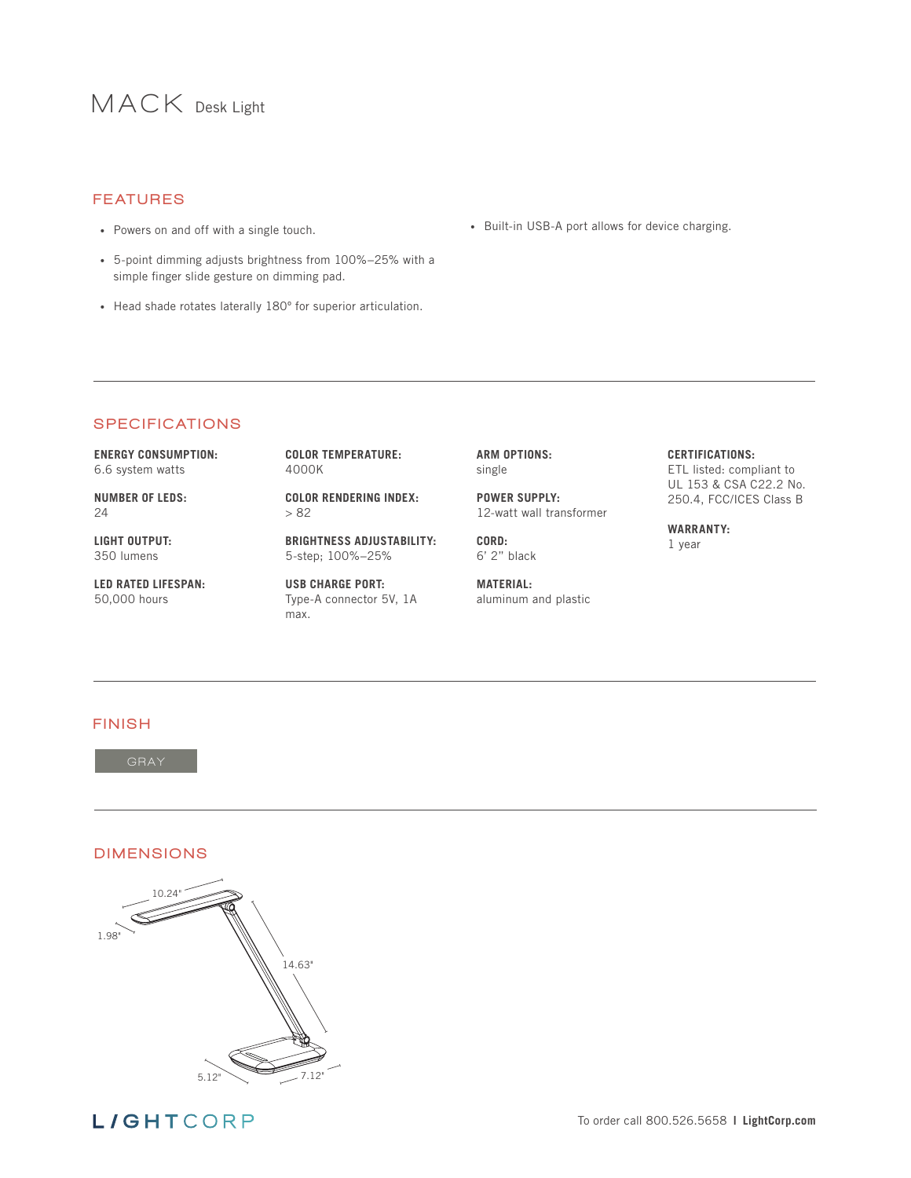# MACK Desk Light

## FEATURES

- Powers on and off with a single touch.
- 5-point dimming adjusts brightness from 100%–25% with a simple finger slide gesture on dimming pad.
- Head shade rotates laterally 180° for superior articulation.
- Built-in USB-A port allows for device charging.

## SPECIFICATIONS

**ENERGY CONSUMPTION:**
6.6 system watts

**NUMBER OF LEDS:**
24

**LIGHT OUTPUT:**
350 lumens

**LED RATED LIFESPAN:**
50,000 hours

**COLOR TEMPERATURE:**
4000K

**COLOR RENDERING INDEX:**
> 82

**BRIGHTNESS ADJUSTABILITY:**
5-step; 100%–25%

**USB CHARGE PORT:**
Type-A connector 5V, 1A max.

**ARM OPTIONS:**
single

**POWER SUPPLY:**
12-watt wall transformer

**CORD:**
6' 2" black

**MATERIAL:**
aluminum and plastic

**CERTIFICATIONS:**
ETL listed: compliant to UL 153 & CSA C22.2 No. 250.4, FCC/ICES Class B

**WARRANTY:**
1 year

## FINISH

GRAY

## DIMENSIONS

10.24"
1.98"
14.63"
5.12"
7.12"

LIGHTCORP

To order call 800.526.5658 | **LightCorp.com**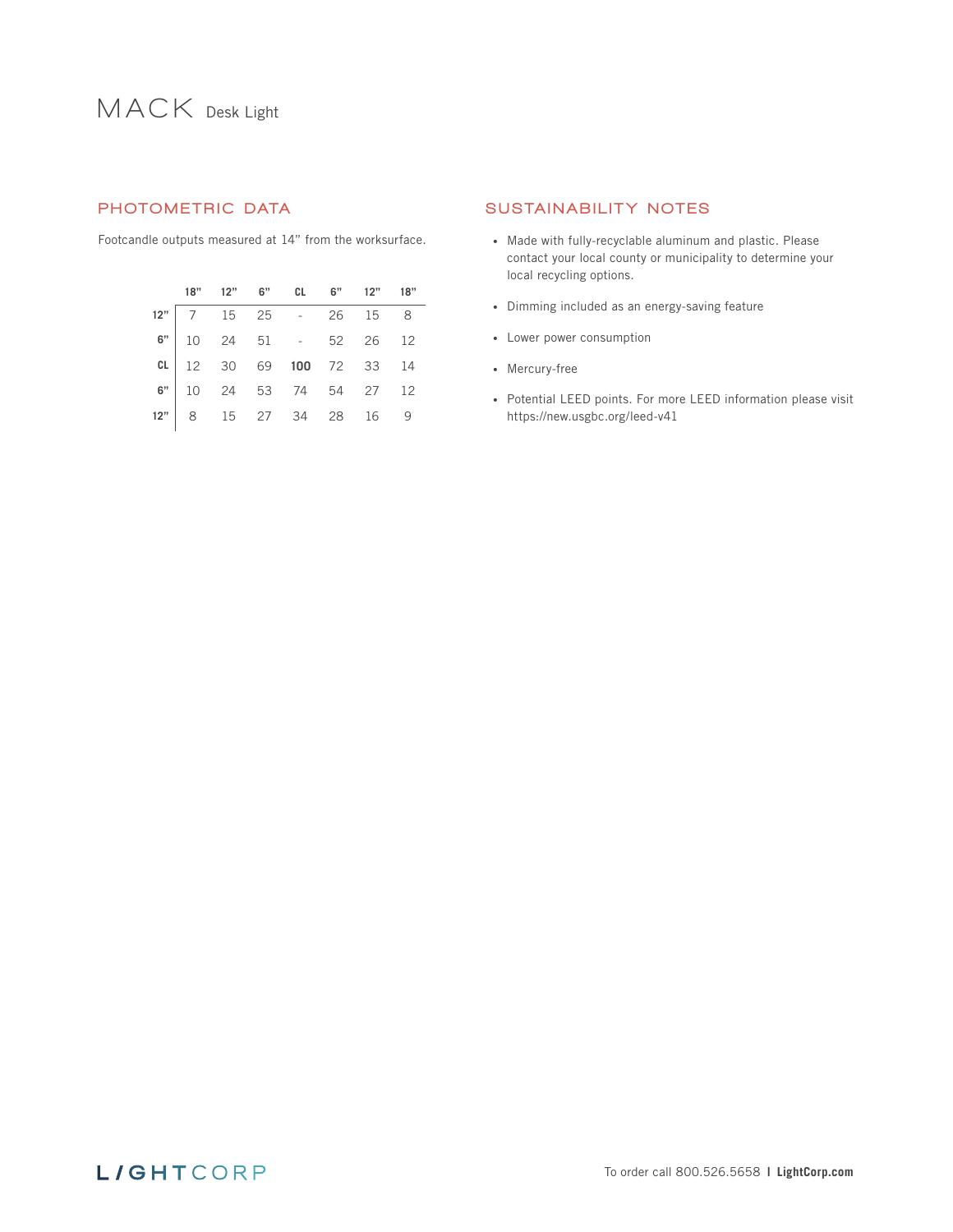# MACK Desk Light

## PHOTOMETRIC DATA

Footcandle outputs measured at 14" from the worksurface.

| | 18" | 12" | 6" | CL | 6" | 12" | 18" |
|---|---|---|---|---|---|---|---|
| **12"** | 7 | 15 | 25 | - | 26 | 15 | 8 |
| **6"** | 10 | 24 | 51 | - | 52 | 26 | 12 |
| **CL** | 12 | 30 | 69 | **100** | 72 | 33 | 14 |
| **6"** | 10 | 24 | 53 | 74 | 54 | 27 | 12 |
| **12"** | 8 | 15 | 27 | 34 | 28 | 16 | 9 |

## SUSTAINABILITY NOTES

- Made with fully-recyclable aluminum and plastic. Please contact your local county or municipality to determine your local recycling options.
- Dimming included as an energy-saving feature
- Lower power consumption
- Mercury-free
- Potential LEED points. For more LEED information please visit https://new.usgbc.org/leed-v41

LIGHTCORP

To order call 800.526.5658 | **LightCorp.com**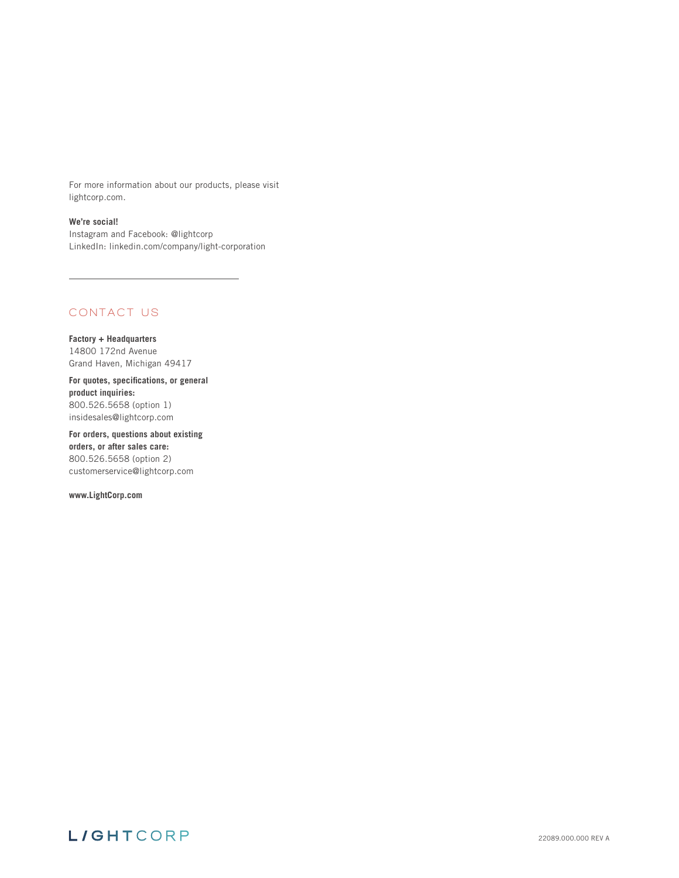For more information about our products, please visit lightcorp.com.

**We're social!**
Instagram and Facebook: @lightcorp
LinkedIn: linkedin.com/company/light-corporation

---

## CONTACT US

**Factory + Headquarters**
14800 172nd Avenue
Grand Haven, Michigan 49417

**For quotes, specifications, or general product inquiries:**
800.526.5658 (option 1)
insidesales@lightcorp.com

**For orders, questions about existing orders, or after sales care:**
800.526.5658 (option 2)
customerservice@lightcorp.com

**www.LightCorp.com**

LIGHTCORP

22089.000.000 REV A